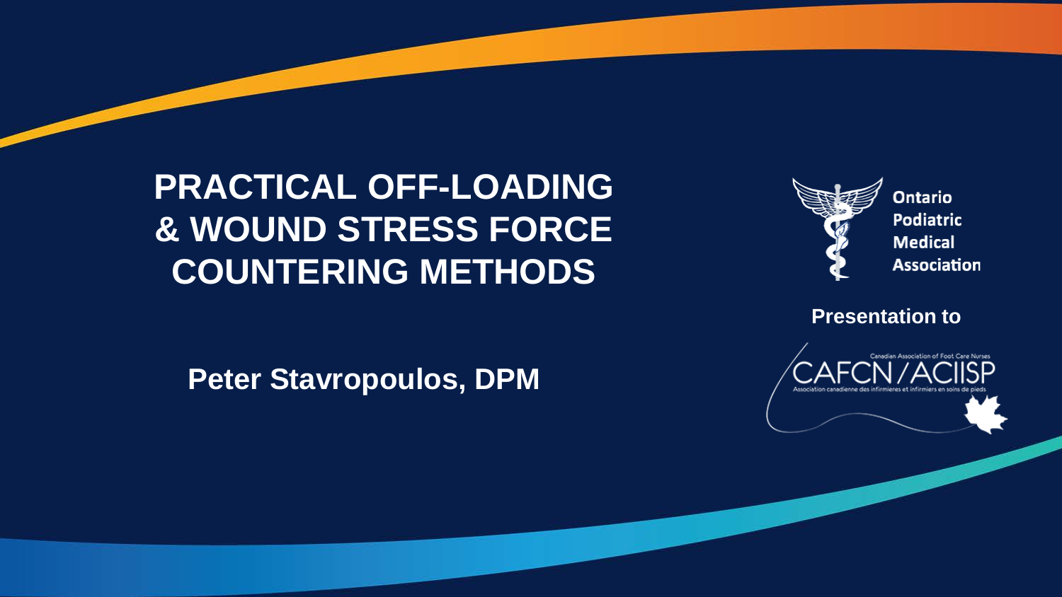# PRACTICAL OFF-LOADING & WOUND STRESS FORCE COUNTERING METHODS

**Peter Stavropoulos, DPM**

Ontario Podiatric Medical Association

**Presentation to**

Canadian Association of Foot Care Nurses

CAFCN / ACIISP

Association canadienne des infirmieres et infirmiers en soins de pieds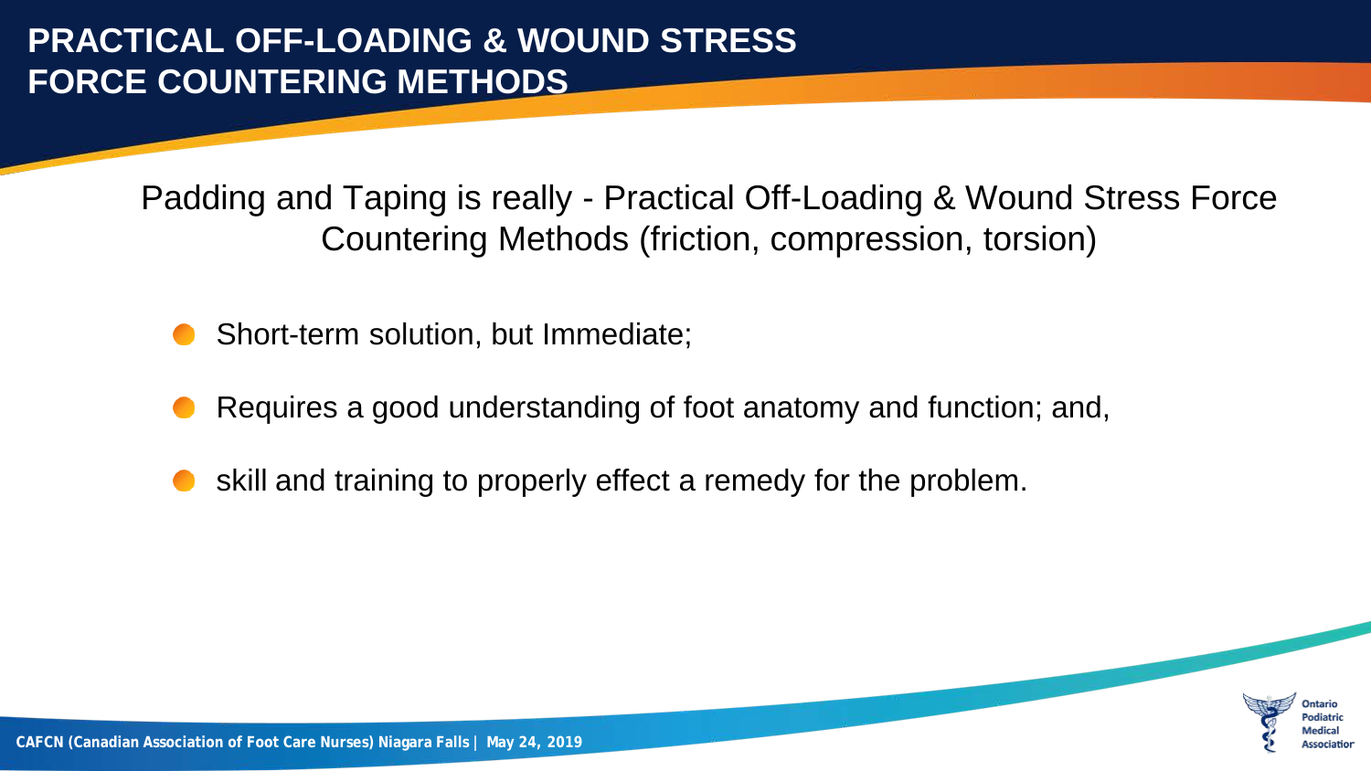# PRACTICAL OFF-LOADING & WOUND STRESS FORCE COUNTERING METHODS

Padding and Taping is really - Practical Off-Loading & Wound Stress Force Countering Methods (friction, compression, torsion)

- Short-term solution, but Immediate;
- Requires a good understanding of foot anatomy and function; and,
- skill and training to properly effect a remedy for the problem.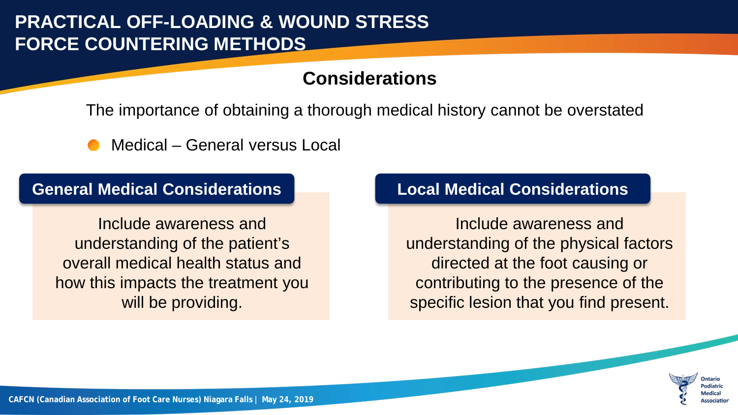# PRACTICAL OFF-LOADING & WOUND STRESS FORCE COUNTERING METHODS

## Considerations

The importance of obtaining a thorough medical history cannot be overstated

- Medical – General versus Local

### General Medical Considerations

Include awareness and understanding of the patient's overall medical health status and how this impacts the treatment you will be providing.

### Local Medical Considerations

Include awareness and understanding of the physical factors directed at the foot causing or contributing to the presence of the specific lesion that you find present.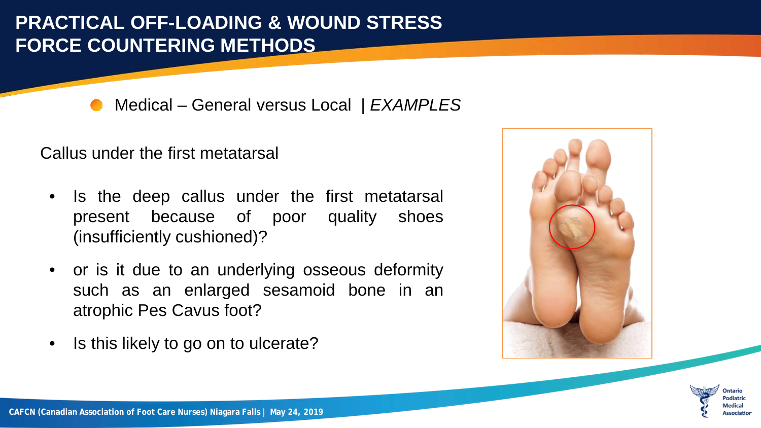# PRACTICAL OFF-LOADING & WOUND STRESS FORCE COUNTERING METHODS

- Medical – General versus Local | *EXAMPLES*

Callus under the first metatarsal

- Is the deep callus under the first metatarsal present because of poor quality shoes (insufficiently cushioned)?
- or is it due to an underlying osseous deformity such as an enlarged sesamoid bone in an atrophic Pes Cavus foot?
- Is this likely to go on to ulcerate?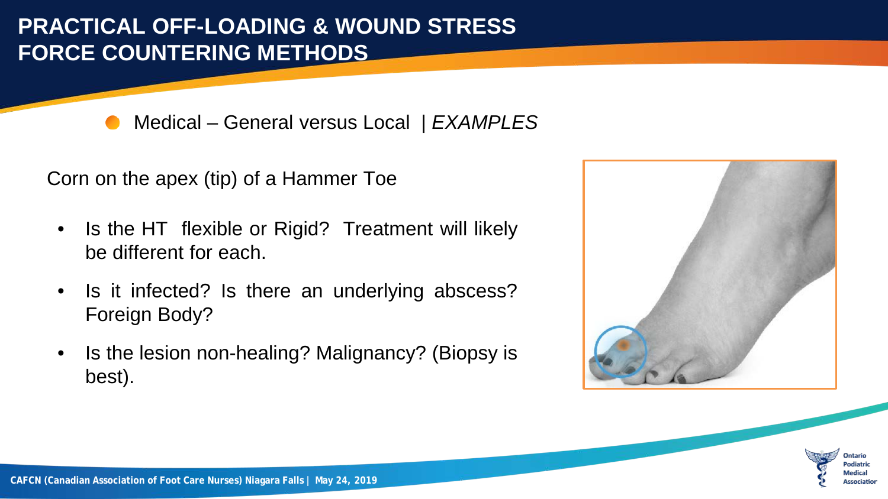# PRACTICAL OFF-LOADING & WOUND STRESS FORCE COUNTERING METHODS

- Medical – General versus Local | *EXAMPLES*

Corn on the apex (tip) of a Hammer Toe

- Is the HT flexible or Rigid? Treatment will likely be different for each.
- Is it infected? Is there an underlying abscess? Foreign Body?
- Is the lesion non-healing? Malignancy? (Biopsy is best).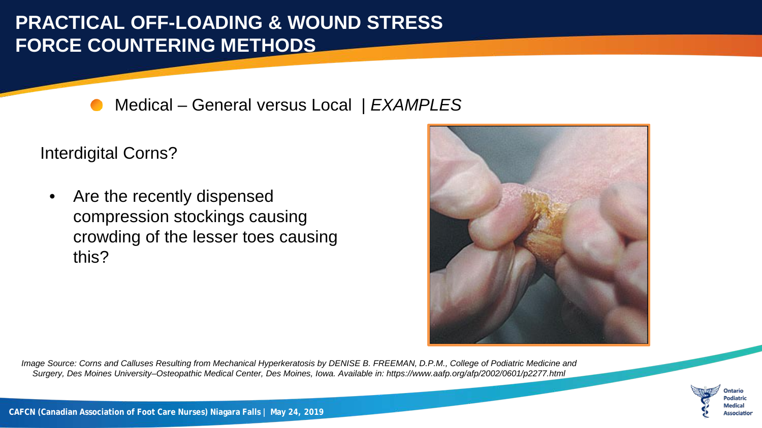# PRACTICAL OFF-LOADING & WOUND STRESS FORCE COUNTERING METHODS

- Medical – General versus Local | *EXAMPLES*

Interdigital Corns?

- Are the recently dispensed compression stockings causing crowding of the lesser toes causing this?

*Image Source: Corns and Calluses Resulting from Mechanical Hyperkeratosis by DENISE B. FREEMAN, D.P.M., College of Podiatric Medicine and Surgery, Des Moines University–Osteopathic Medical Center, Des Moines, Iowa. Available in: https://www.aafp.org/afp/2002/0601/p2277.html*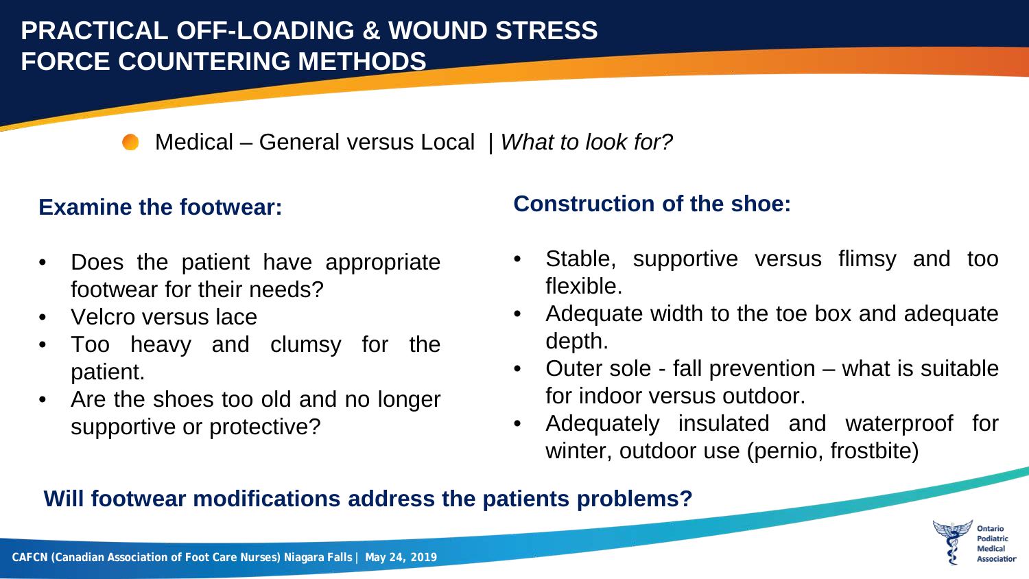# PRACTICAL OFF-LOADING & WOUND STRESS FORCE COUNTERING METHODS

- Medical – General versus Local | *What to look for?*

## Examine the footwear:

- Does the patient have appropriate footwear for their needs?
- Velcro versus lace
- Too heavy and clumsy for the patient.
- Are the shoes too old and no longer supportive or protective?

## Construction of the shoe:

- Stable, supportive versus flimsy and too flexible.
- Adequate width to the toe box and adequate depth.
- Outer sole - fall prevention – what is suitable for indoor versus outdoor.
- Adequately insulated and waterproof for winter, outdoor use (pernio, frostbite)

**Will footwear modifications address the patients problems?**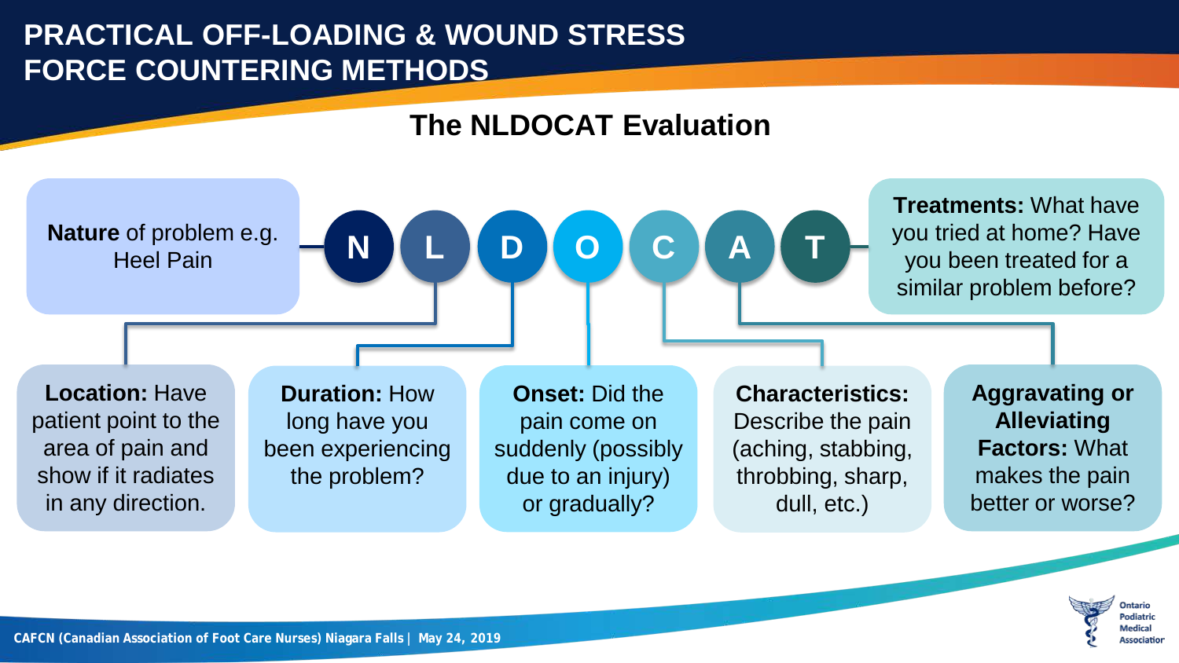# PRACTICAL OFF-LOADING & WOUND STRESS FORCE COUNTERING METHODS

## The NLDOCAT Evaluation

**N L D O C A T**

**Nature** of problem e.g. Heel Pain

**Location:** Have patient point to the area of pain and show if it radiates in any direction.

**Duration:** How long have you been experiencing the problem?

**Onset:** Did the pain come on suddenly (possibly due to an injury) or gradually?

**Characteristics:** Describe the pain (aching, stabbing, throbbing, sharp, dull, etc.)

**Aggravating or Alleviating Factors:** What makes the pain better or worse?

**Treatments:** What have you tried at home? Have you been treated for a similar problem before?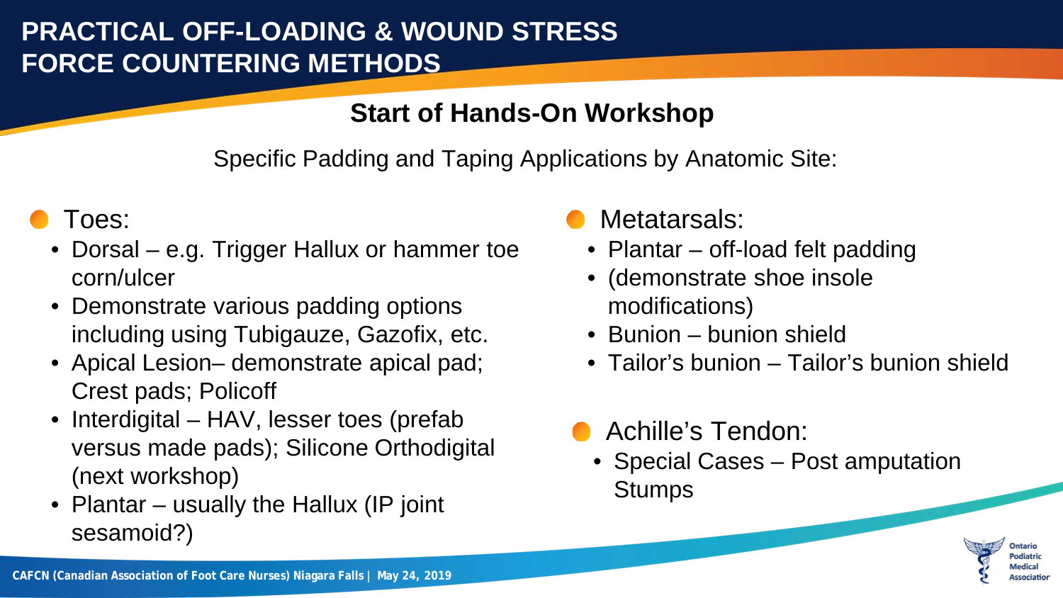# PRACTICAL OFF-LOADING & WOUND STRESS FORCE COUNTERING METHODS

## Start of Hands-On Workshop

Specific Padding and Taping Applications by Anatomic Site:

- Toes:
  - Dorsal – e.g. Trigger Hallux or hammer toe corn/ulcer
  - Demonstrate various padding options including using Tubigauze, Gazofix, etc.
  - Apical Lesion– demonstrate apical pad; Crest pads; Policoff
  - Interdigital – HAV, lesser toes (prefab versus made pads); Silicone Orthodigital (next workshop)
  - Plantar – usually the Hallux (IP joint sesamoid?)

- Metatarsals:
  - Plantar – off-load felt padding
  - (demonstrate shoe insole modifications)
  - Bunion – bunion shield
  - Tailor's bunion – Tailor's bunion shield

- Achille's Tendon:
  - Special Cases – Post amputation Stumps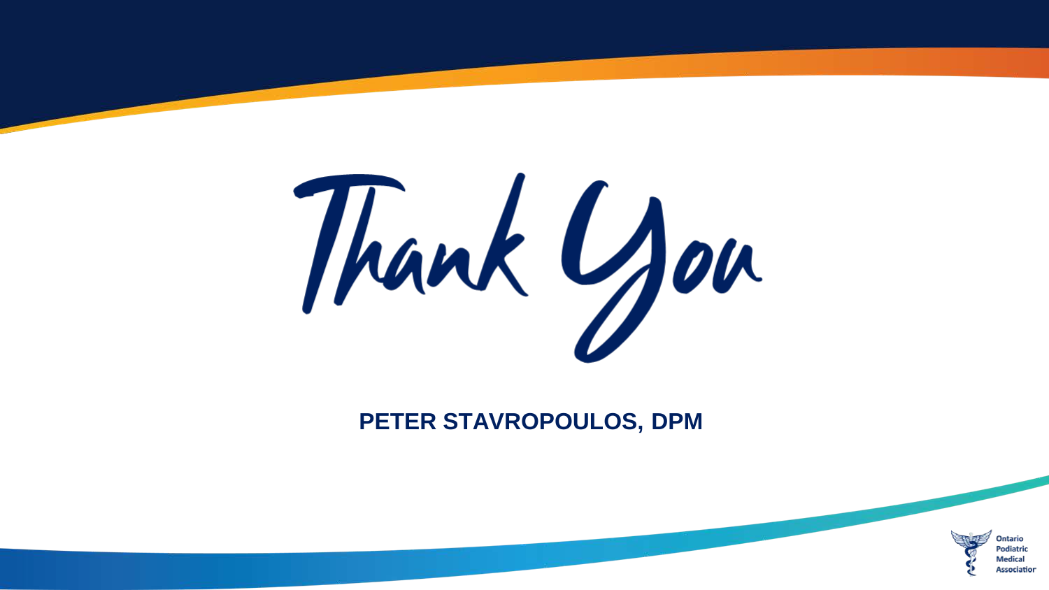# Thank You

**PETER STAVROPOULOS, DPM**

Ontario Podiatric Medical Association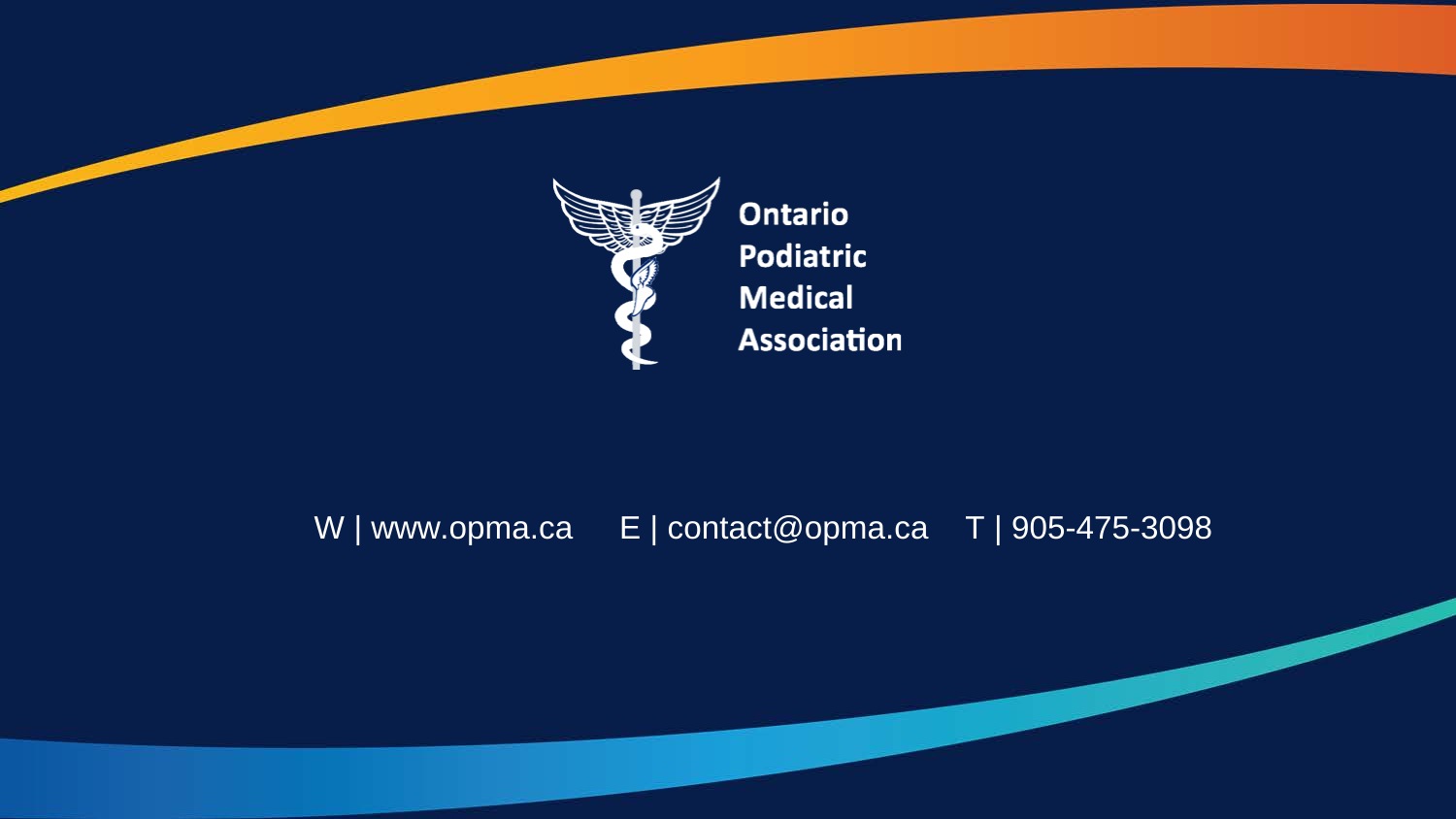Ontario
Podiatric
Medical
Association

W | www.opma.ca E | contact@opma.ca T | 905-475-3098